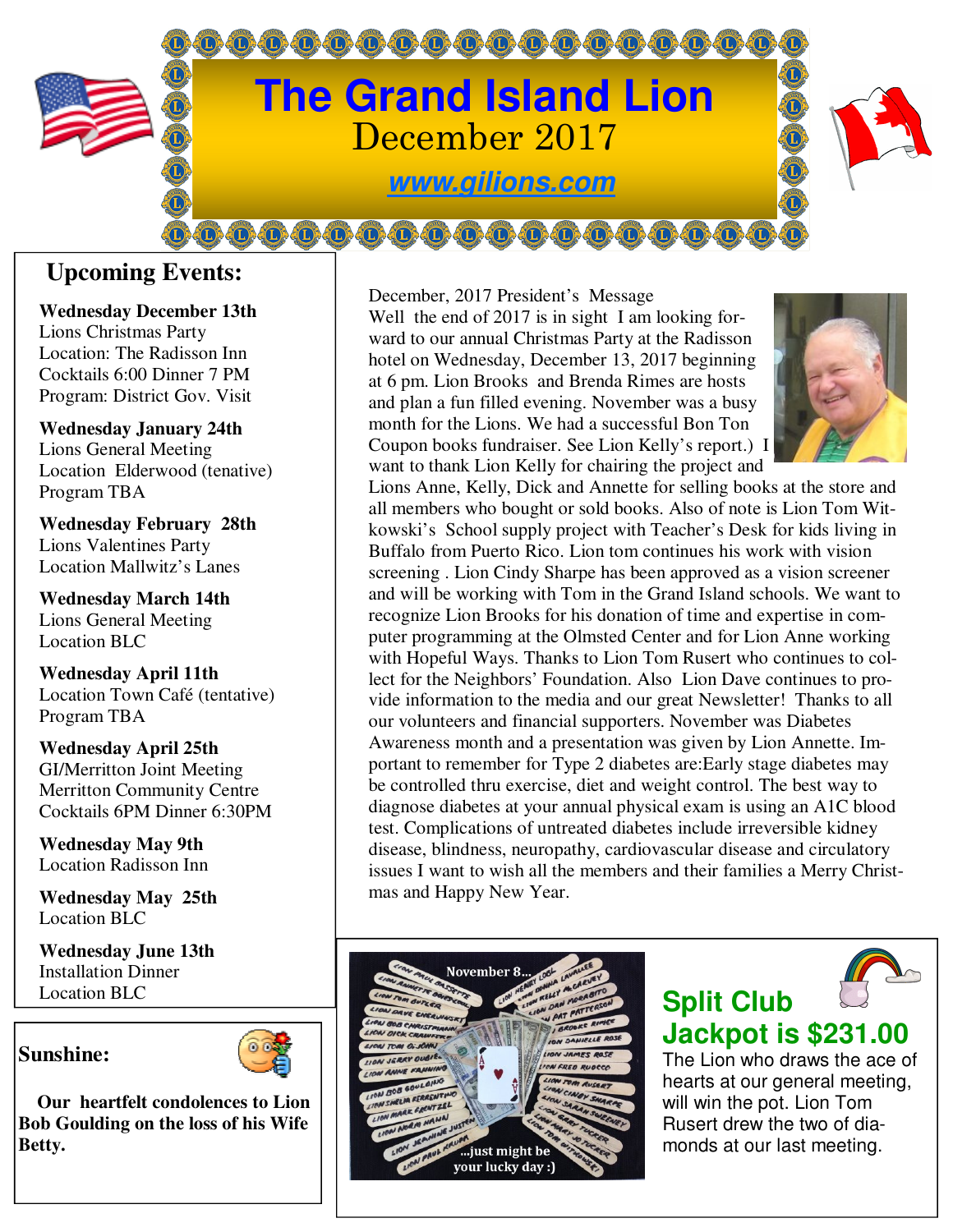# The Grand Island Lion

December 2017

www.gilions.com

## Upcoming Events:

**Wednesday December 13th**
Lions Christmas Party
Location: The Radisson Inn
Cocktails 6:00 Dinner 7 PM
Program: District Gov. Visit

**Wednesday January 24th**
Lions General Meeting
Location Elderwood (tenative)
Program TBA

**Wednesday February 28th**
Lions Valentines Party
Location Mallwitz's Lanes

**Wednesday March 14th**
Lions General Meeting
Location BLC

**Wednesday April 11th**
Location Town Café (tentative)
Program TBA

**Wednesday April 25th**
GI/Merritton Joint Meeting
Merritton Community Centre
Cocktails 6PM Dinner 6:30PM

**Wednesday May 9th**
Location Radisson Inn

**Wednesday May 25th**
Location BLC

**Wednesday June 13th**
Installation Dinner
Location BLC

## Sunshine:

**Our heartfelt condolences to Lion Bob Goulding on the loss of his Wife Betty.**

December, 2017 President's Message

Well the end of 2017 is in sight I am looking forward to our annual Christmas Party at the Radisson hotel on Wednesday, December 13, 2017 beginning at 6 pm. Lion Brooks and Brenda Rimes are hosts and plan a fun filled evening. November was a busy month for the Lions. We had a successful Bon Ton Coupon books fundraiser. See Lion Kelly's report.) I want to thank Lion Kelly for chairing the project and Lions Anne, Kelly, Dick and Annette for selling books at the store and all members who bought or sold books. Also of note is Lion Tom Witkowski's School supply project with Teacher's Desk for kids living in Buffalo from Puerto Rico. Lion tom continues his work with vision screening . Lion Cindy Sharpe has been approved as a vision screener and will be working with Tom in the Grand Island schools. We want to recognize Lion Brooks for his donation of time and expertise in computer programming at the Olmsted Center and for Lion Anne working with Hopeful Ways. Thanks to Lion Tom Rusert who continues to collect for the Neighbors' Foundation. Also Lion Dave continues to provide information to the media and our great Newsletter! Thanks to all our volunteers and financial supporters. November was Diabetes Awareness month and a presentation was given by Lion Annette. Important to remember for Type 2 diabetes are:Early stage diabetes may be controlled thru exercise, diet and weight control. The best way to diagnose diabetes at your annual physical exam is using an A1C blood test. Complications of untreated diabetes include irreversible kidney disease, blindness, neuropathy, cardiovascular disease and circulatory issues I want to wish all the members and their families a Merry Christmas and Happy New Year.

## Split Club Jackpot is $231.00

The Lion who draws the ace of hearts at our general meeting, will win the pot. Lion Tom Rusert drew the two of diamonds at our last meeting.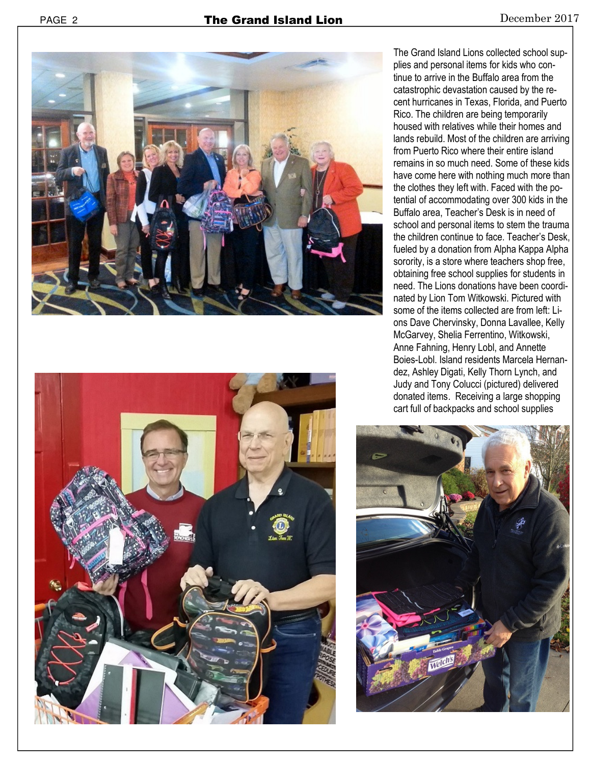The Grand Island Lions collected school supplies and personal items for kids who continue to arrive in the Buffalo area from the catastrophic devastation caused by the recent hurricanes in Texas, Florida, and Puerto Rico. The children are being temporarily housed with relatives while their homes and lands rebuild. Most of the children are arriving from Puerto Rico where their entire island remains in so much need. Some of these kids have come here with nothing much more than the clothes they left with. Faced with the potential of accommodating over 300 kids in the Buffalo area, Teacher's Desk is in need of school and personal items to stem the trauma the children continue to face. Teacher's Desk, fueled by a donation from Alpha Kappa Alpha sorority, is a store where teachers shop free, obtaining free school supplies for students in need. The Lions donations have been coordinated by Lion Tom Witkowski. Pictured with some of the items collected are from left: Lions Dave Chervinsky, Donna Lavallee, Kelly McGarvey, Shelia Ferrentino, Witkowski, Anne Fahning, Henry Lobl, and Annette Boies-Lobl. Island residents Marcela Hernandez, Ashley Digati, Kelly Thorn Lynch, and Judy and Tony Colucci (pictured) delivered donated items. Receiving a large shopping cart full of backpacks and school supplies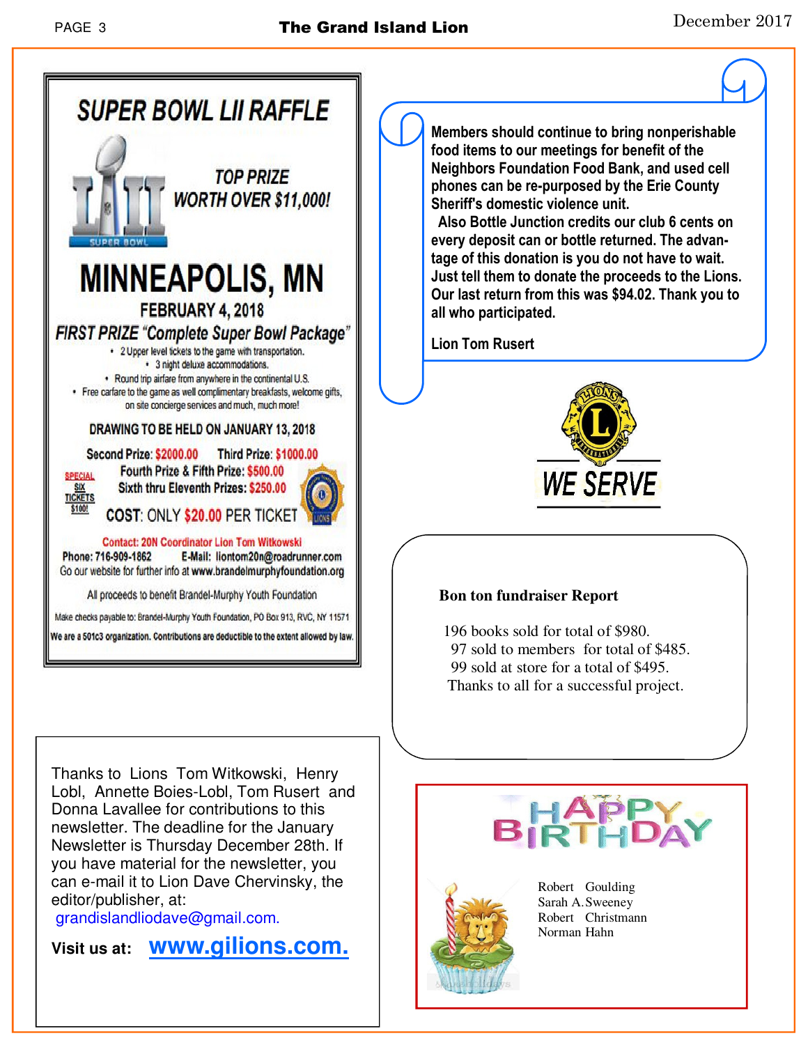# SUPER BOWL LII RAFFLE

**TOP PRIZE WORTH OVER $11,000!**

## MINNEAPOLIS, MN

**FEBRUARY 4, 2018**

**FIRST PRIZE "Complete Super Bowl Package"**

- 2 Upper level tickets to the game with transportation.
- 3 night deluxe accommodations.
- Round trip airfare from anywhere in the continental U.S.
- Free carfare to the game as well complimentary breakfasts, welcome gifts, on site concierge services and much, much more!

**DRAWING TO BE HELD ON JANUARY 13, 2018**

Second Prize: $2000.00 Third Prize: $1000.00

Fourth Prize & Fifth Prize: $500.00

Sixth thru Eleventh Prizes: $250.00

SPECIAL SIX TICKETS $100!

COST: ONLY $20.00 PER TICKET

Contact: 20N Coordinator Lion Tom Witkowski

Phone: 716-909-1862 E-Mail: liontom20n@roadrunner.com

Go our website for further info at www.brandelmurphyfoundation.org

All proceeds to benefit Brandel-Murphy Youth Foundation

Make checks payable to: Brandel-Murphy Youth Foundation, PO Box 913, RVC, NY 11571

We are a 501c3 organization. Contributions are deductible to the extent allowed by law.

---

Members should continue to bring nonperishable food items to our meetings for benefit of the Neighbors Foundation Food Bank, and used cell phones can be re-purposed by the Erie County Sheriff's domestic violence unit.

Also Bottle Junction credits our club 6 cents on every deposit can or bottle returned. The advantage of this donation is you do not have to wait. Just tell them to donate the proceeds to the Lions. Our last return from this was $94.02. Thank you to all who participated.

Lion Tom Rusert

---

**WE SERVE**

---

**Bon ton fundraiser Report**

196 books sold for total of $980.
97 sold to members for total of $485.
99 sold at store for a total of $495.
Thanks to all for a successful project.

---

Thanks to Lions Tom Witkowski, Henry Lobl, Annette Boies-Lobl, Tom Rusert and Donna Lavallee for contributions to this newsletter. The deadline for the January Newsletter is Thursday December 28th. If you have material for the newsletter, you can e-mail it to Lion Dave Chervinsky, the editor/publisher, at: grandislandliodave@gmail.com.

**Visit us at: www.gilions.com.**

---

**HAPPY BIRTHDAY**

Robert Goulding
Sarah A. Sweeney
Robert Christmann
Norman Hahn